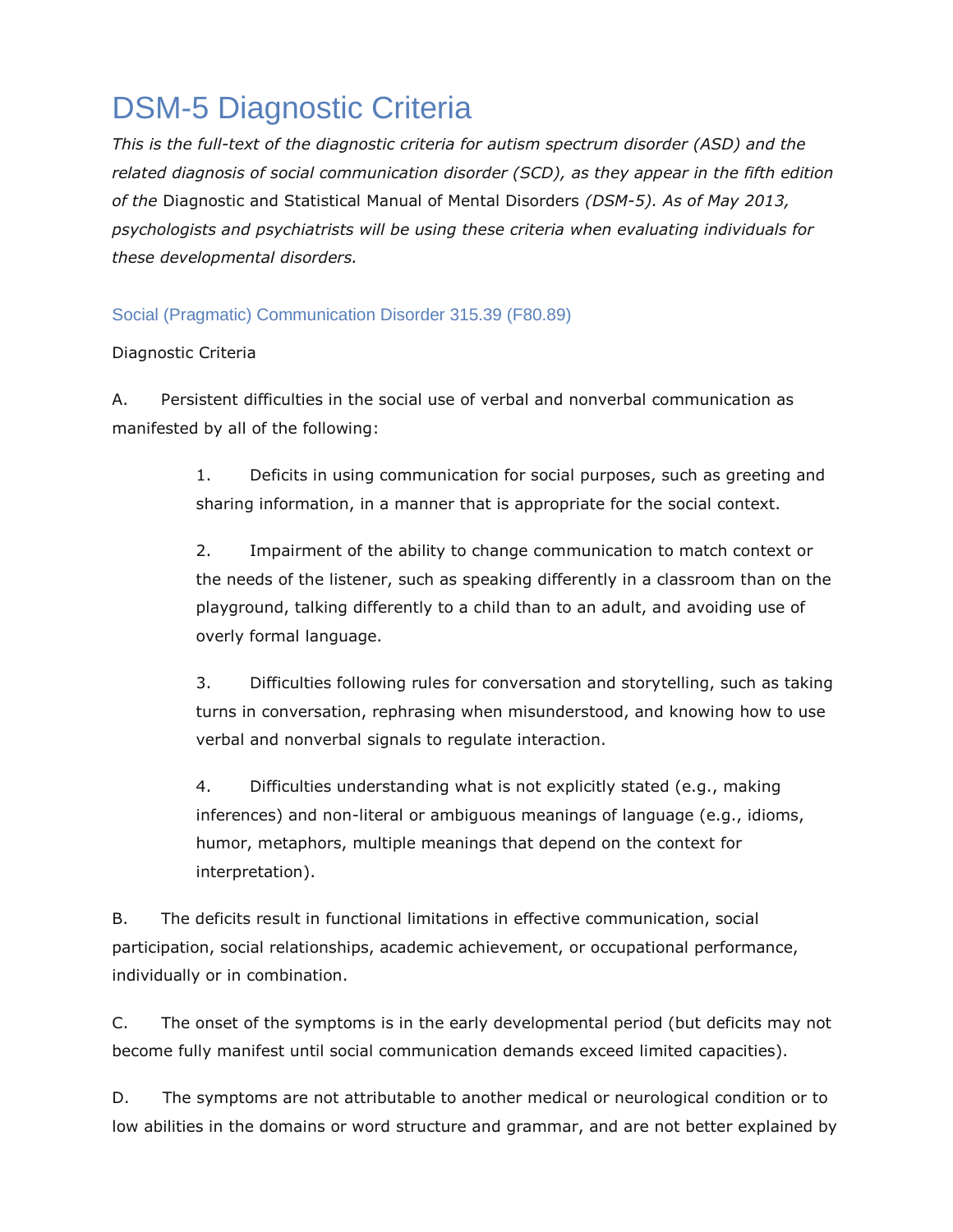# DSM-5 Diagnostic Criteria

*This is the full-text of the diagnostic criteria for autism spectrum disorder (ASD) and the related diagnosis of social communication disorder (SCD), as they appear in the fifth edition of the* Diagnostic and Statistical Manual of Mental Disorders *(DSM-5). As of May 2013, psychologists and psychiatrists will be using these criteria when evaluating individuals for these developmental disorders.*

## Social (Pragmatic) Communication Disorder 315.39 (F80.89)

Diagnostic Criteria

A. Persistent difficulties in the social use of verbal and nonverbal communication as manifested by all of the following:

1. Deficits in using communication for social purposes, such as greeting and sharing information, in a manner that is appropriate for the social context.

2. Impairment of the ability to change communication to match context or the needs of the listener, such as speaking differently in a classroom than on the playground, talking differently to a child than to an adult, and avoiding use of overly formal language.

3. Difficulties following rules for conversation and storytelling, such as taking turns in conversation, rephrasing when misunderstood, and knowing how to use verbal and nonverbal signals to regulate interaction.

4. Difficulties understanding what is not explicitly stated (e.g., making inferences) and non-literal or ambiguous meanings of language (e.g., idioms, humor, metaphors, multiple meanings that depend on the context for interpretation).

B. The deficits result in functional limitations in effective communication, social participation, social relationships, academic achievement, or occupational performance, individually or in combination.

C. The onset of the symptoms is in the early developmental period (but deficits may not become fully manifest until social communication demands exceed limited capacities).

D. The symptoms are not attributable to another medical or neurological condition or to low abilities in the domains or word structure and grammar, and are not better explained by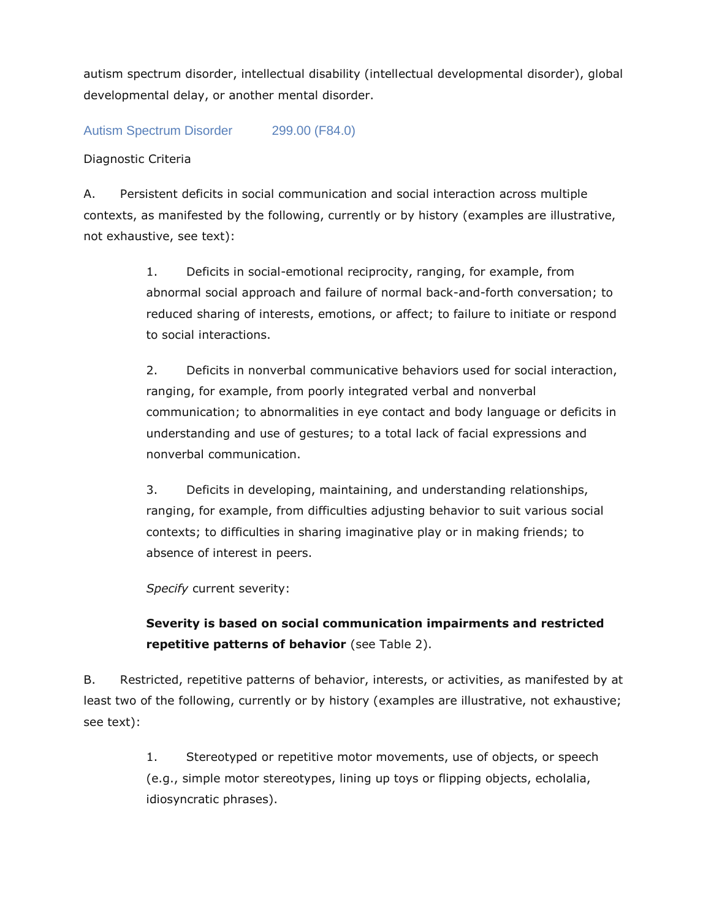autism spectrum disorder, intellectual disability (intellectual developmental disorder), global developmental delay, or another mental disorder.

## Autism Spectrum Disorder 299.00 (F84.0)

Diagnostic Criteria

A. Persistent deficits in social communication and social interaction across multiple contexts, as manifested by the following, currently or by history (examples are illustrative, not exhaustive, see text):

1. Deficits in social-emotional reciprocity, ranging, for example, from abnormal social approach and failure of normal back-and-forth conversation; to reduced sharing of interests, emotions, or affect; to failure to initiate or respond to social interactions.

2. Deficits in nonverbal communicative behaviors used for social interaction, ranging, for example, from poorly integrated verbal and nonverbal communication; to abnormalities in eye contact and body language or deficits in understanding and use of gestures; to a total lack of facial expressions and nonverbal communication.

3. Deficits in developing, maintaining, and understanding relationships, ranging, for example, from difficulties adjusting behavior to suit various social contexts; to difficulties in sharing imaginative play or in making friends; to absence of interest in peers.

*Specify* current severity:

**Severity is based on social communication impairments and restricted repetitive patterns of behavior** (see Table 2).

B. Restricted, repetitive patterns of behavior, interests, or activities, as manifested by at least two of the following, currently or by history (examples are illustrative, not exhaustive; see text):

1. Stereotyped or repetitive motor movements, use of objects, or speech (e.g., simple motor stereotypes, lining up toys or flipping objects, echolalia, idiosyncratic phrases).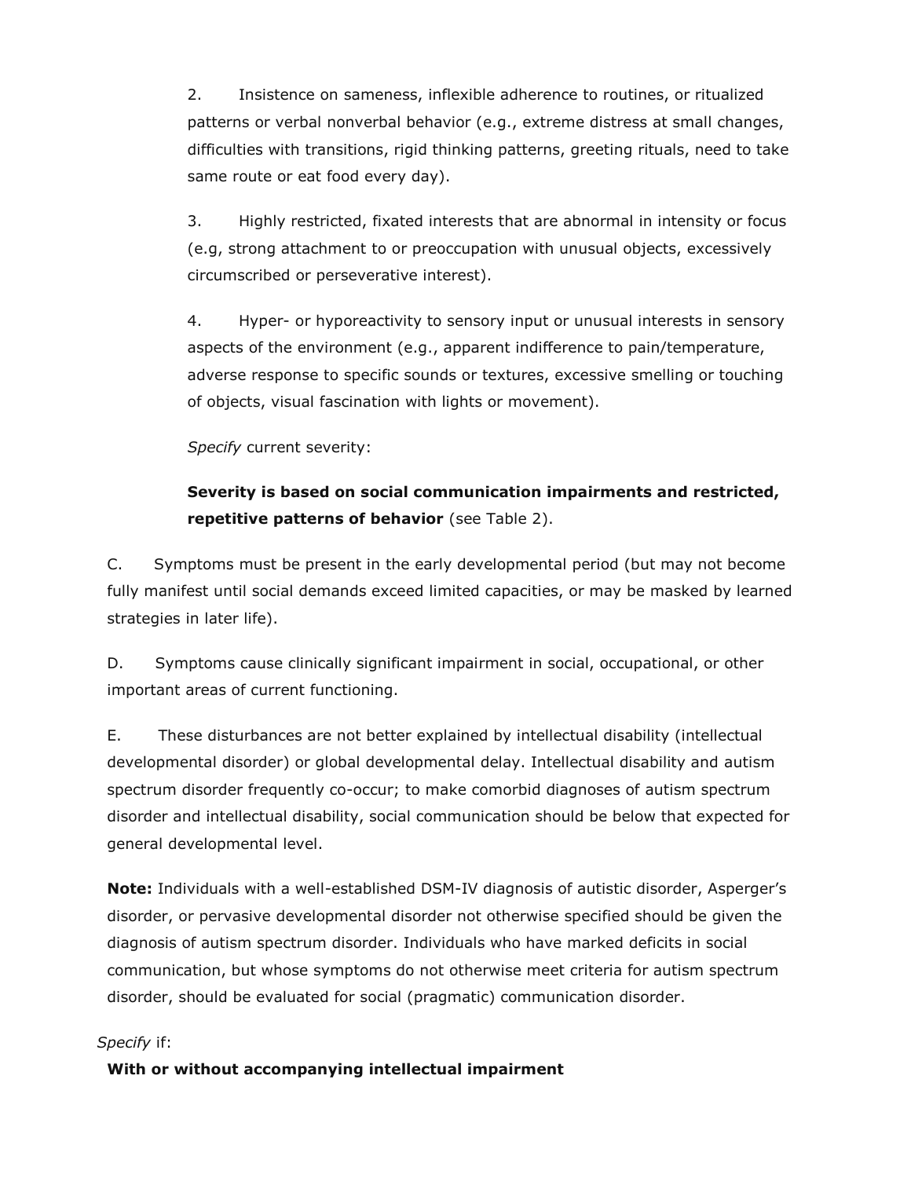2. Insistence on sameness, inflexible adherence to routines, or ritualized patterns or verbal nonverbal behavior (e.g., extreme distress at small changes, difficulties with transitions, rigid thinking patterns, greeting rituals, need to take same route or eat food every day).

3. Highly restricted, fixated interests that are abnormal in intensity or focus (e.g, strong attachment to or preoccupation with unusual objects, excessively circumscribed or perseverative interest).

4. Hyper- or hyporeactivity to sensory input or unusual interests in sensory aspects of the environment (e.g., apparent indifference to pain/temperature, adverse response to specific sounds or textures, excessive smelling or touching of objects, visual fascination with lights or movement).

*Specify* current severity:

**Severity is based on social communication impairments and restricted, repetitive patterns of behavior** (see Table 2).

C. Symptoms must be present in the early developmental period (but may not become fully manifest until social demands exceed limited capacities, or may be masked by learned strategies in later life).

D. Symptoms cause clinically significant impairment in social, occupational, or other important areas of current functioning.

E. These disturbances are not better explained by intellectual disability (intellectual developmental disorder) or global developmental delay. Intellectual disability and autism spectrum disorder frequently co-occur; to make comorbid diagnoses of autism spectrum disorder and intellectual disability, social communication should be below that expected for general developmental level.

**Note:** Individuals with a well-established DSM-IV diagnosis of autistic disorder, Asperger's disorder, or pervasive developmental disorder not otherwise specified should be given the diagnosis of autism spectrum disorder. Individuals who have marked deficits in social communication, but whose symptoms do not otherwise meet criteria for autism spectrum disorder, should be evaluated for social (pragmatic) communication disorder.

*Specify* if:

**With or without accompanying intellectual impairment**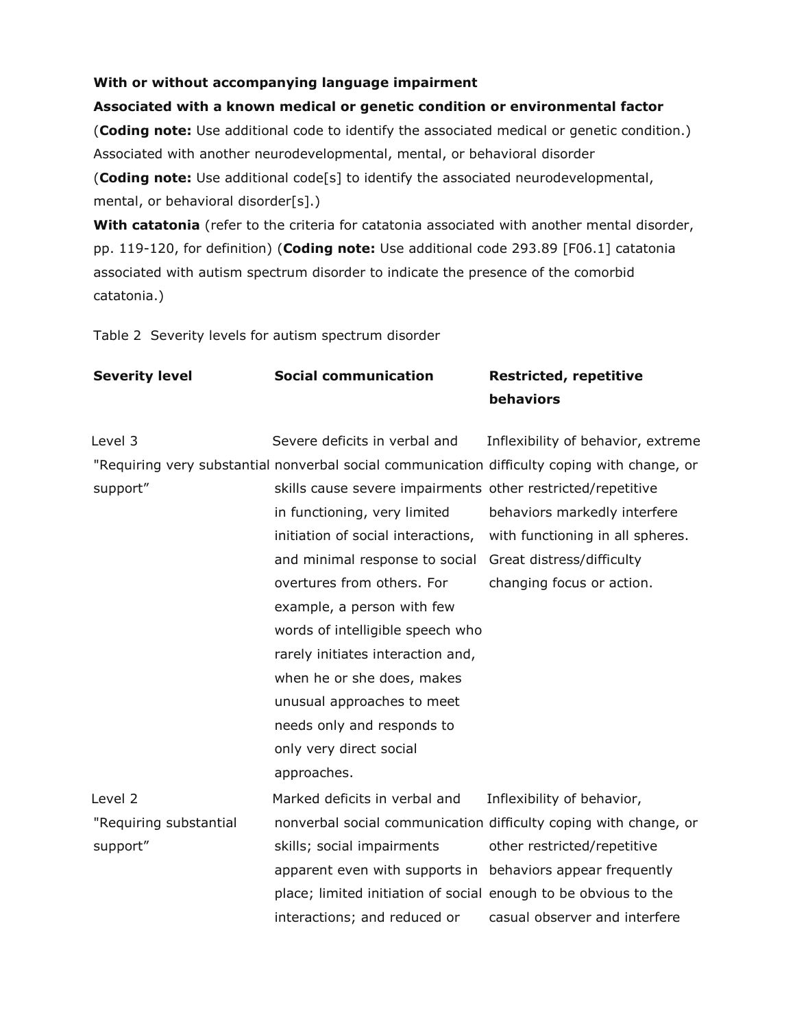**With or without accompanying language impairment**

**Associated with a known medical or genetic condition or environmental factor**

(**Coding note:** Use additional code to identify the associated medical or genetic condition.)

Associated with another neurodevelopmental, mental, or behavioral disorder

(**Coding note:** Use additional code[s] to identify the associated neurodevelopmental, mental, or behavioral disorder[s].)

**With catatonia** (refer to the criteria for catatonia associated with another mental disorder, pp. 119-120, for definition) (**Coding note:** Use additional code 293.89 [F06.1] catatonia associated with autism spectrum disorder to indicate the presence of the comorbid catatonia.)

Table 2 Severity levels for autism spectrum disorder

| **Severity level** | **Social communication** | **Restricted, repetitive behaviors** |
|---|---|---|
| Level 3 "Requiring very substantial support" | Severe deficits in verbal and nonverbal social communication skills cause severe impairments in functioning, very limited initiation of social interactions, and minimal response to social overtures from others. For example, a person with few words of intelligible speech who rarely initiates interaction and, when he or she does, makes unusual approaches to meet needs only and responds to only very direct social approaches. | Inflexibility of behavior, extreme difficulty coping with change, or other restricted/repetitive behaviors markedly interfere with functioning in all spheres. Great distress/difficulty changing focus or action. |
| Level 2 "Requiring substantial support" | Marked deficits in verbal and nonverbal social communication skills; social impairments apparent even with supports in place; limited initiation of social interactions; and reduced or | Inflexibility of behavior, difficulty coping with change, or other restricted/repetitive behaviors appear frequently enough to be obvious to the casual observer and interfere |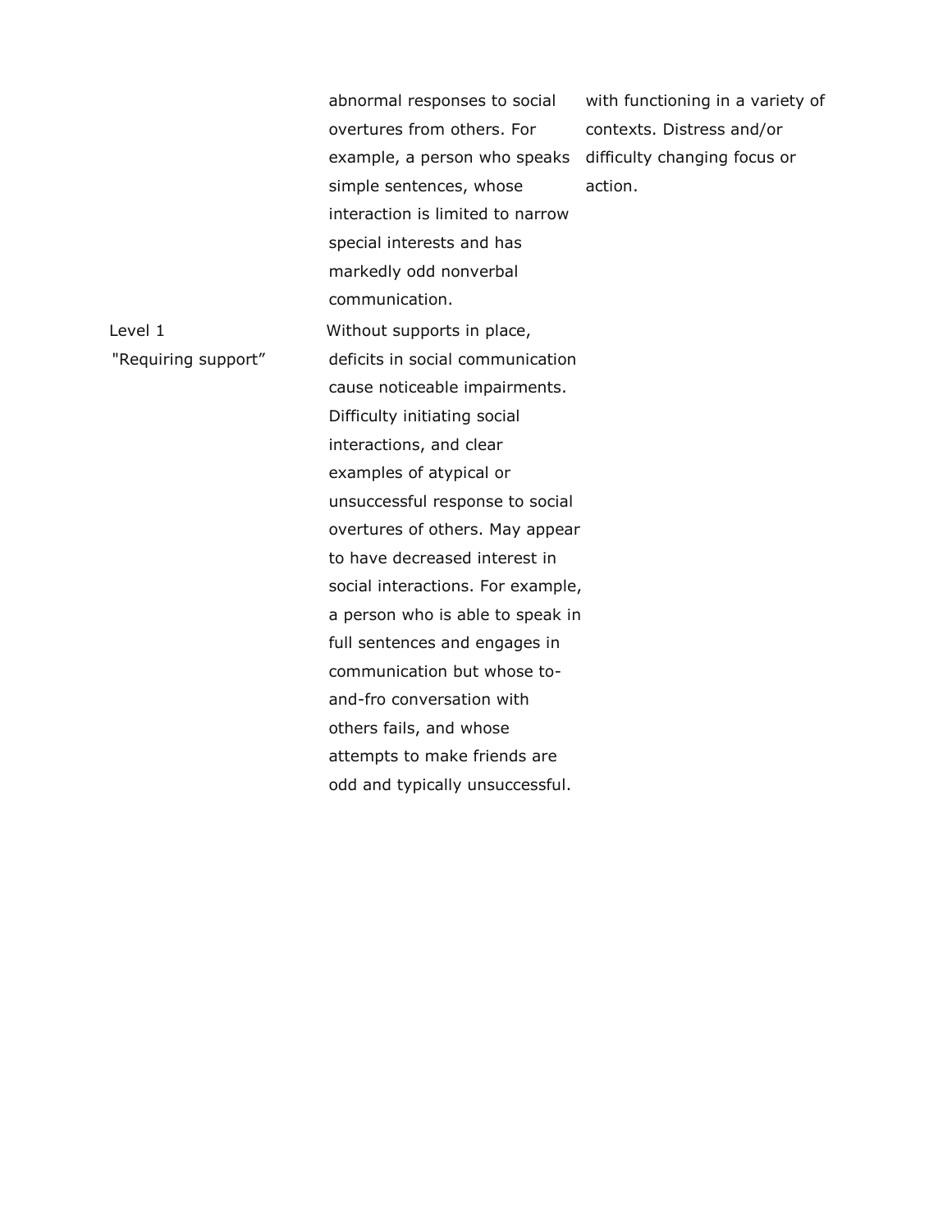| | | |
|---|---|---|
| | abnormal responses to social overtures from others. For example, a person who speaks simple sentences, whose interaction is limited to narrow special interests and has markedly odd nonverbal communication. | with functioning in a variety of contexts. Distress and/or difficulty changing focus or action. |
| Level 1 "Requiring support" | Without supports in place, deficits in social communication cause noticeable impairments. Difficulty initiating social interactions, and clear examples of atypical or unsuccessful response to social overtures of others. May appear to have decreased interest in social interactions. For example, a person who is able to speak in full sentences and engages in communication but whose to-and-fro conversation with others fails, and whose attempts to make friends are odd and typically unsuccessful. | |